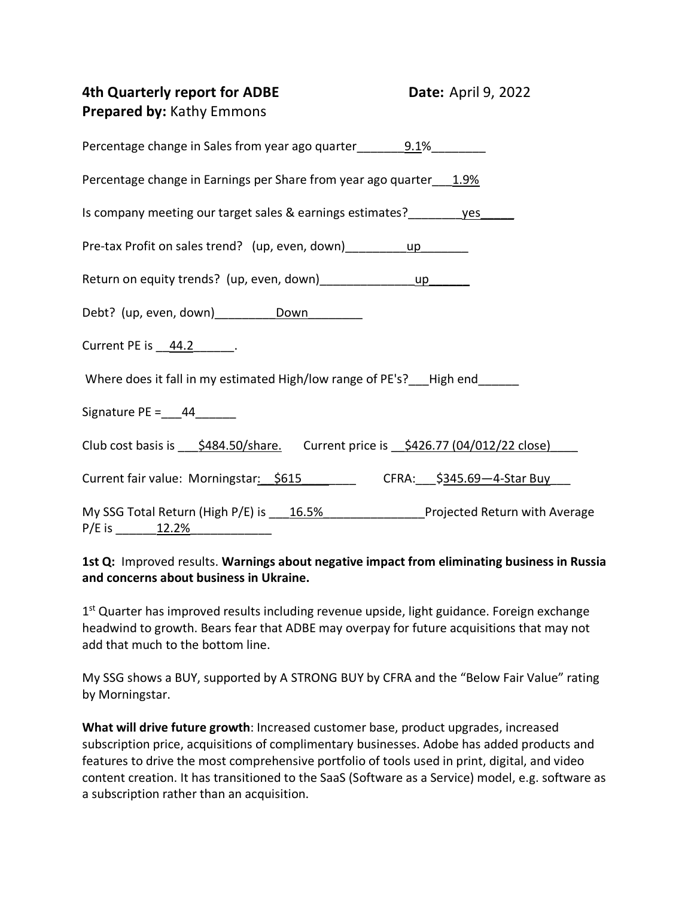**4th Quarterly report for ADBE** **Date:** April 9, 2022

**Prepared by:** Kathy Emmons

Percentage change in Sales from year ago quarter_______9.1%________

Percentage change in Earnings per Share from year ago quarter___1.9%

Is company meeting our target sales & earnings estimates?________yes_____

Pre-tax Profit on sales trend? (up, even, down)_________up_______

Return on equity trends? (up, even, down)______________up______

Debt? (up, even, down)_________Down________

Current PE is __44.2______.

Where does it fall in my estimated High/low range of PE's?___High end______

Signature PE =___44______

Club cost basis is ___$484.50/share. Current price is __$426.77 (04/012/22 close)____

Current fair value: Morningstar:__$615________ CFRA:___$345.69—4-Star Buy___

My SSG Total Return (High P/E) is ___16.5%_______________Projected Return with Average P/E is ______12.2%____________

**1st Q:** Improved results. **Warnings about negative impact from eliminating business in Russia and concerns about business in Ukraine.**

1st Quarter has improved results including revenue upside, light guidance. Foreign exchange headwind to growth. Bears fear that ADBE may overpay for future acquisitions that may not add that much to the bottom line.

My SSG shows a BUY, supported by A STRONG BUY by CFRA and the "Below Fair Value" rating by Morningstar.

**What will drive future growth**: Increased customer base, product upgrades, increased subscription price, acquisitions of complimentary businesses. Adobe has added products and features to drive the most comprehensive portfolio of tools used in print, digital, and video content creation. It has transitioned to the SaaS (Software as a Service) model, e.g. software as a subscription rather than an acquisition.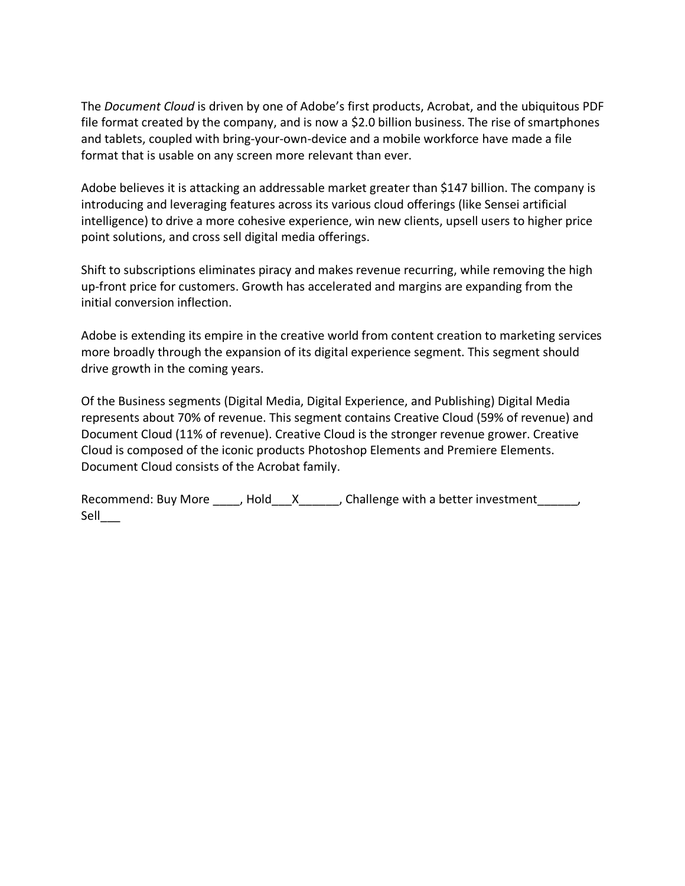The *Document Cloud* is driven by one of Adobe's first products, Acrobat, and the ubiquitous PDF file format created by the company, and is now a $2.0 billion business. The rise of smartphones and tablets, coupled with bring-your-own-device and a mobile workforce have made a file format that is usable on any screen more relevant than ever.

Adobe believes it is attacking an addressable market greater than $147 billion. The company is introducing and leveraging features across its various cloud offerings (like Sensei artificial intelligence) to drive a more cohesive experience, win new clients, upsell users to higher price point solutions, and cross sell digital media offerings.

Shift to subscriptions eliminates piracy and makes revenue recurring, while removing the high up-front price for customers. Growth has accelerated and margins are expanding from the initial conversion inflection.

Adobe is extending its empire in the creative world from content creation to marketing services more broadly through the expansion of its digital experience segment. This segment should drive growth in the coming years.

Of the Business segments (Digital Media, Digital Experience, and Publishing) Digital Media represents about 70% of revenue. This segment contains Creative Cloud (59% of revenue) and Document Cloud (11% of revenue). Creative Cloud is the stronger revenue grower. Creative Cloud is composed of the iconic products Photoshop Elements and Premiere Elements. Document Cloud consists of the Acrobat family.

Recommend: Buy More ____, Hold___X______, Challenge with a better investment______, Sell___